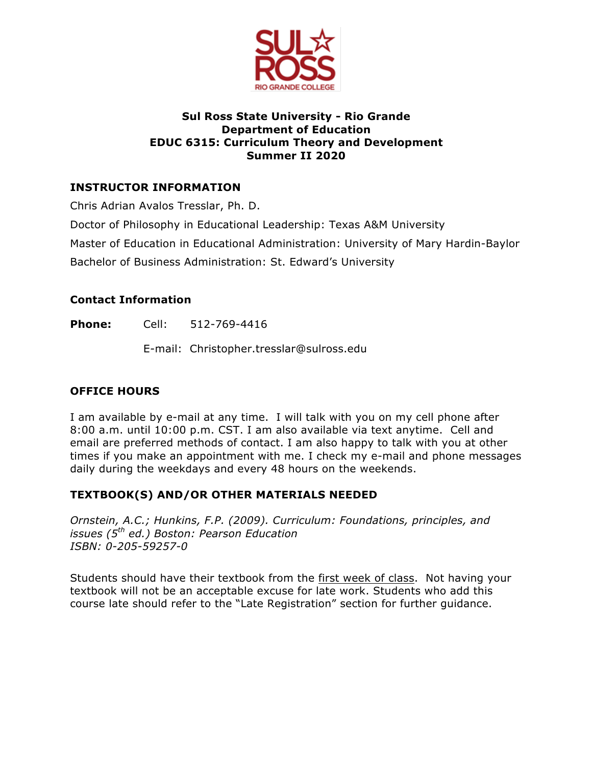**Sul Ross State University - Rio Grande**
**Department of Education**
**EDUC 6315: Curriculum Theory and Development**
**Summer II 2020**

## INSTRUCTOR INFORMATION

Chris Adrian Avalos Tresslar, Ph. D.

Doctor of Philosophy in Educational Leadership: Texas A&M University

Master of Education in Educational Administration: University of Mary Hardin-Baylor

Bachelor of Business Administration: St. Edward's University

### Contact Information

**Phone:** Cell: 512-769-4416

E-mail: Christopher.tresslar@sulross.edu

## OFFICE HOURS

I am available by e-mail at any time. I will talk with you on my cell phone after 8:00 a.m. until 10:00 p.m. CST. I am also available via text anytime. Cell and email are preferred methods of contact. I am also happy to talk with you at other times if you make an appointment with me. I check my e-mail and phone messages daily during the weekdays and every 48 hours on the weekends.

## TEXTBOOK(S) AND/OR OTHER MATERIALS NEEDED

*Ornstein, A.C.; Hunkins, F.P. (2009). Curriculum: Foundations, principles, and issues (5th ed.) Boston: Pearson Education*
*ISBN: 0-205-59257-0*

Students should have their textbook from the first week of class. Not having your textbook will not be an acceptable excuse for late work. Students who add this course late should refer to the "Late Registration" section for further guidance.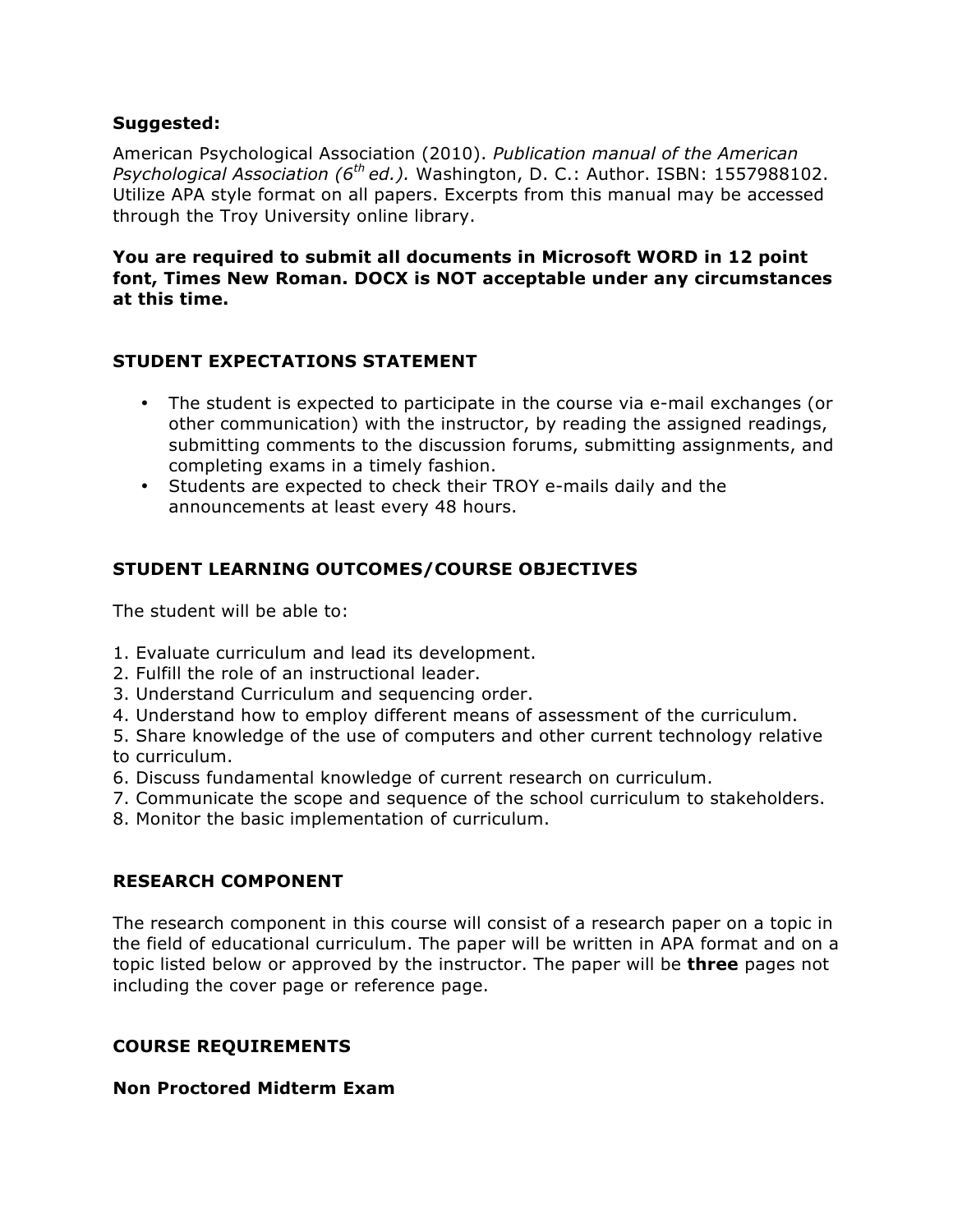**Suggested:**

American Psychological Association (2010). *Publication manual of the American Psychological Association (6th ed.).* Washington, D. C.: Author. ISBN: 1557988102. Utilize APA style format on all papers. Excerpts from this manual may be accessed through the Troy University online library.

**You are required to submit all documents in Microsoft WORD in 12 point font, Times New Roman. DOCX is NOT acceptable under any circumstances at this time.**

## STUDENT EXPECTATIONS STATEMENT

- The student is expected to participate in the course via e-mail exchanges (or other communication) with the instructor, by reading the assigned readings, submitting comments to the discussion forums, submitting assignments, and completing exams in a timely fashion.
- Students are expected to check their TROY e-mails daily and the announcements at least every 48 hours.

## STUDENT LEARNING OUTCOMES/COURSE OBJECTIVES

The student will be able to:

1. Evaluate curriculum and lead its development.
2. Fulfill the role of an instructional leader.
3. Understand Curriculum and sequencing order.
4. Understand how to employ different means of assessment of the curriculum.
5. Share knowledge of the use of computers and other current technology relative to curriculum.
6. Discuss fundamental knowledge of current research on curriculum.
7. Communicate the scope and sequence of the school curriculum to stakeholders.
8. Monitor the basic implementation of curriculum.

## RESEARCH COMPONENT

The research component in this course will consist of a research paper on a topic in the field of educational curriculum. The paper will be written in APA format and on a topic listed below or approved by the instructor. The paper will be **three** pages not including the cover page or reference page.

## COURSE REQUIREMENTS

### Non Proctored Midterm Exam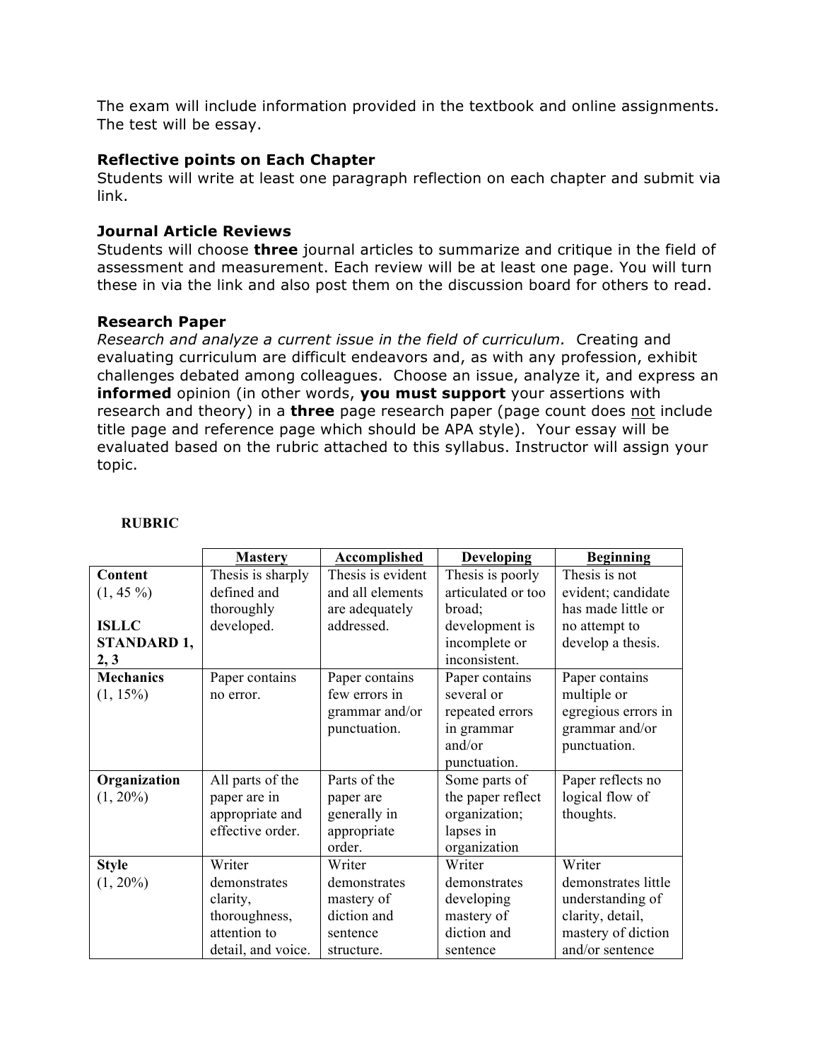The exam will include information provided in the textbook and online assignments. The test will be essay.

### Reflective points on Each Chapter

Students will write at least one paragraph reflection on each chapter and submit via link.

### Journal Article Reviews

Students will choose **three** journal articles to summarize and critique in the field of assessment and measurement. Each review will be at least one page. You will turn these in via the link and also post them on the discussion board for others to read.

### Research Paper

*Research and analyze a current issue in the field of curriculum.* Creating and evaluating curriculum are difficult endeavors and, as with any profession, exhibit challenges debated among colleagues. Choose an issue, analyze it, and express an **informed** opinion (in other words, **you must support** your assertions with research and theory) in a **three** page research paper (page count does <u>not</u> include title page and reference page which should be APA style). Your essay will be evaluated based on the rubric attached to this syllabus. Instructor will assign your topic.

**RUBRIC**

| | <u>Mastery</u> | <u>Accomplished</u> | <u>Developing</u> | <u>Beginning</u> |
|---|---|---|---|---|
| **Content** (1, 45 %) **ISLLC STANDARD 1, 2, 3** | Thesis is sharply defined and thoroughly developed. | Thesis is evident and all elements are adequately addressed. | Thesis is poorly articulated or too broad; development is incomplete or inconsistent. | Thesis is not evident; candidate has made little or no attempt to develop a thesis. |
| **Mechanics** (1, 15%) | Paper contains no error. | Paper contains few errors in grammar and/or punctuation. | Paper contains several or repeated errors in grammar and/or punctuation. | Paper contains multiple or egregious errors in grammar and/or punctuation. |
| **Organization** (1, 20%) | All parts of the paper are in appropriate and effective order. | Parts of the paper are generally in appropriate order. | Some parts of the paper reflect organization; lapses in organization | Paper reflects no logical flow of thoughts. |
| **Style** (1, 20%) | Writer demonstrates clarity, thoroughness, attention to detail, and voice. | Writer demonstrates mastery of diction and sentence structure. | Writer demonstrates developing mastery of diction and sentence | Writer demonstrates little understanding of clarity, detail, mastery of diction and/or sentence |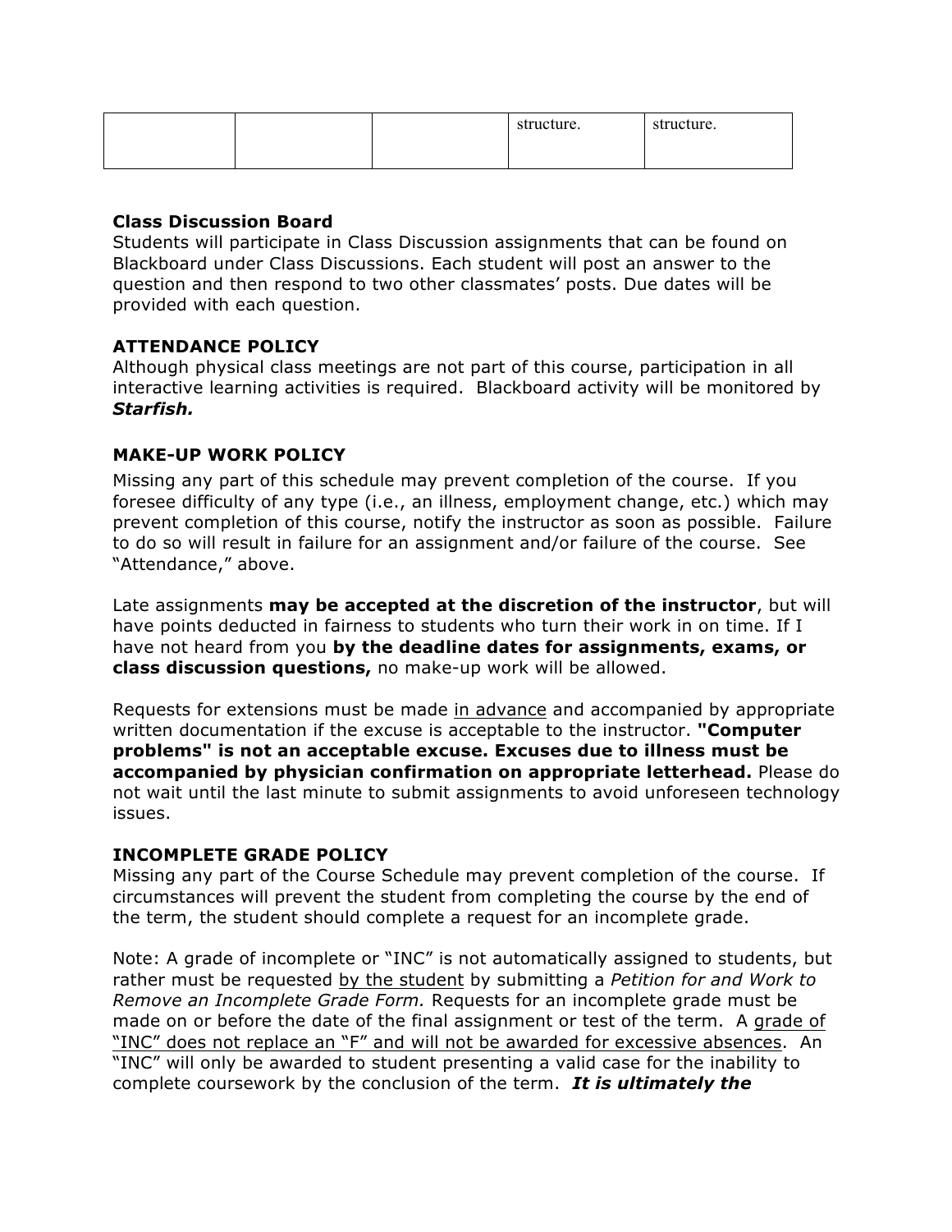|  |  |  | structure. | structure. |
|---|---|---|---|---|

**Class Discussion Board**
Students will participate in Class Discussion assignments that can be found on Blackboard under Class Discussions. Each student will post an answer to the question and then respond to two other classmates' posts. Due dates will be provided with each question.

**ATTENDANCE POLICY**
Although physical class meetings are not part of this course, participation in all interactive learning activities is required. Blackboard activity will be monitored by ***Starfish.***

**MAKE-UP WORK POLICY**

Missing any part of this schedule may prevent completion of the course. If you foresee difficulty of any type (i.e., an illness, employment change, etc.) which may prevent completion of this course, notify the instructor as soon as possible. Failure to do so will result in failure for an assignment and/or failure of the course. See "Attendance," above.

Late assignments **may be accepted at the discretion of the instructor**, but will have points deducted in fairness to students who turn their work in on time. If I have not heard from you **by the deadline dates for assignments, exams, or class discussion questions,** no make-up work will be allowed.

Requests for extensions must be made in advance and accompanied by appropriate written documentation if the excuse is acceptable to the instructor. **"Computer problems" is not an acceptable excuse. Excuses due to illness must be accompanied by physician confirmation on appropriate letterhead.** Please do not wait until the last minute to submit assignments to avoid unforeseen technology issues.

**INCOMPLETE GRADE POLICY**
Missing any part of the Course Schedule may prevent completion of the course. If circumstances will prevent the student from completing the course by the end of the term, the student should complete a request for an incomplete grade.

Note: A grade of incomplete or "INC" is not automatically assigned to students, but rather must be requested by the student by submitting a *Petition for and Work to Remove an Incomplete Grade Form.* Requests for an incomplete grade must be made on or before the date of the final assignment or test of the term. A grade of "INC" does not replace an "F" and will not be awarded for excessive absences. An "INC" will only be awarded to student presenting a valid case for the inability to complete coursework by the conclusion of the term. ***It is ultimately the***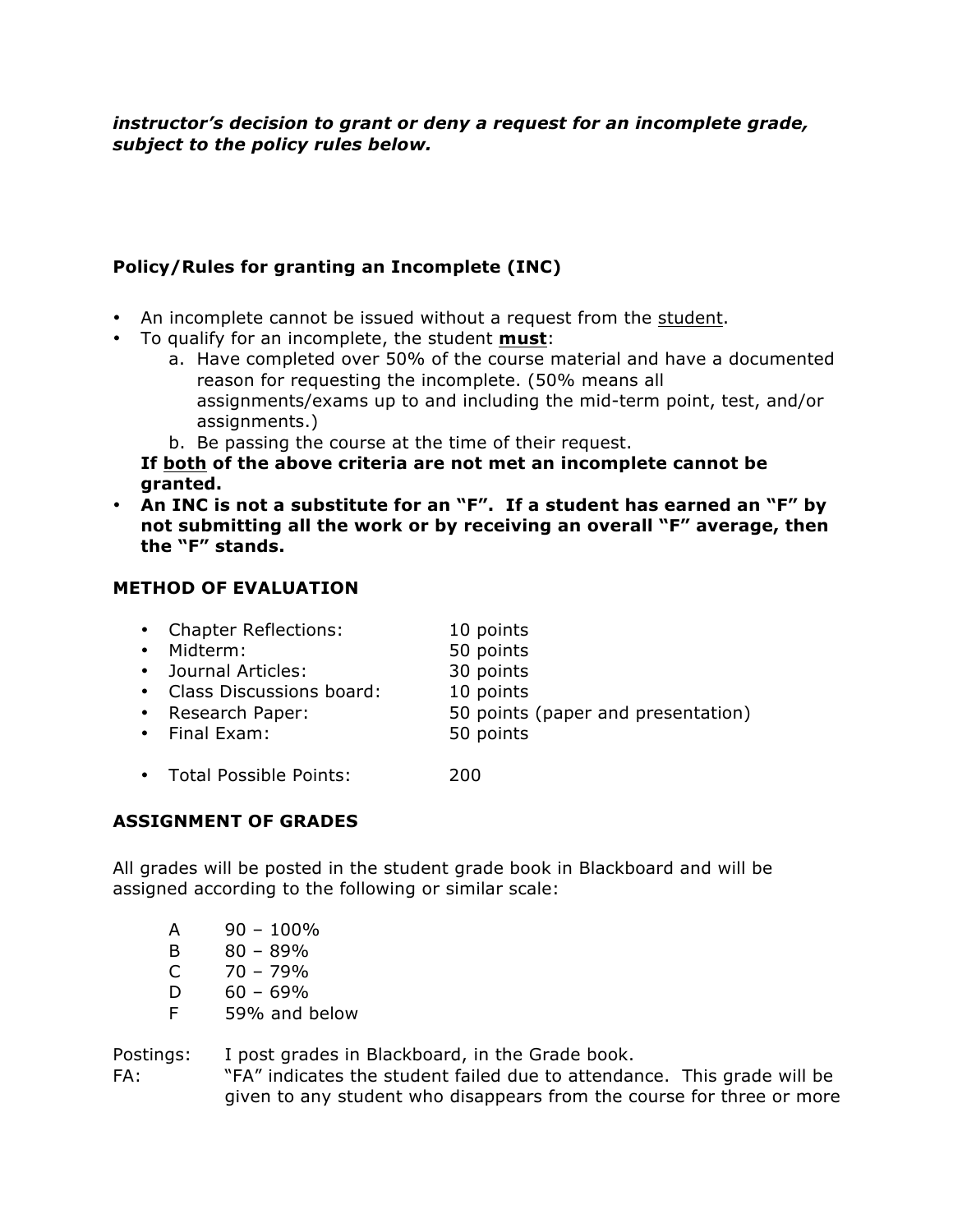***instructor's decision to grant or deny a request for an incomplete grade, subject to the policy rules below.***

### Policy/Rules for granting an Incomplete (INC)

- An incomplete cannot be issued without a request from the student.
- To qualify for an incomplete, the student **must**:
  a. Have completed over 50% of the course material and have a documented reason for requesting the incomplete. (50% means all assignments/exams up to and including the mid-term point, test, and/or assignments.)
  b. Be passing the course at the time of their request.

  **If both of the above criteria are not met an incomplete cannot be granted.**
- **An INC is not a substitute for an "F". If a student has earned an "F" by not submitting all the work or by receiving an overall "F" average, then the "F" stands.**

### METHOD OF EVALUATION

- Chapter Reflections: 10 points
- Midterm: 50 points
- Journal Articles: 30 points
- Class Discussions board: 10 points
- Research Paper: 50 points (paper and presentation)
- Final Exam: 50 points

- Total Possible Points: 200

### ASSIGNMENT OF GRADES

All grades will be posted in the student grade book in Blackboard and will be assigned according to the following or similar scale:

| | |
|---|---|
| A | 90 – 100% |
| B | 80 – 89% |
| C | 70 – 79% |
| D | 60 – 69% |
| F | 59% and below |

Postings: I post grades in Blackboard, in the Grade book.

FA: "FA" indicates the student failed due to attendance. This grade will be given to any student who disappears from the course for three or more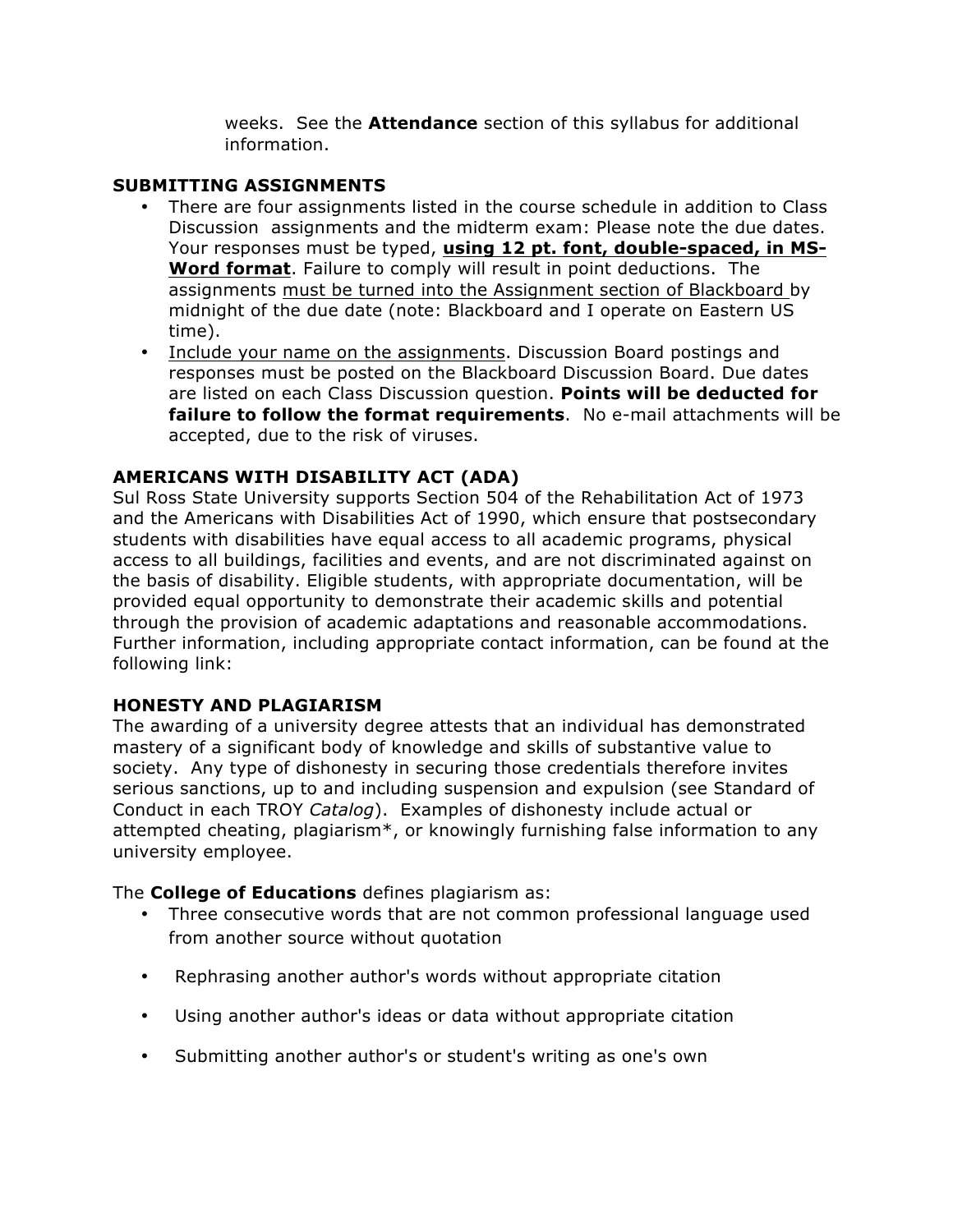weeks. See the **Attendance** section of this syllabus for additional information.

**SUBMITTING ASSIGNMENTS**

- There are four assignments listed in the course schedule in addition to Class Discussion assignments and the midterm exam: Please note the due dates. Your responses must be typed, **using 12 pt. font, double-spaced, in MS-Word format**. Failure to comply will result in point deductions. The assignments must be turned into the Assignment section of Blackboard by midnight of the due date (note: Blackboard and I operate on Eastern US time).
- Include your name on the assignments. Discussion Board postings and responses must be posted on the Blackboard Discussion Board. Due dates are listed on each Class Discussion question. **Points will be deducted for failure to follow the format requirements**. No e-mail attachments will be accepted, due to the risk of viruses.

**AMERICANS WITH DISABILITY ACT (ADA)**

Sul Ross State University supports Section 504 of the Rehabilitation Act of 1973 and the Americans with Disabilities Act of 1990, which ensure that postsecondary students with disabilities have equal access to all academic programs, physical access to all buildings, facilities and events, and are not discriminated against on the basis of disability. Eligible students, with appropriate documentation, will be provided equal opportunity to demonstrate their academic skills and potential through the provision of academic adaptations and reasonable accommodations. Further information, including appropriate contact information, can be found at the following link:

**HONESTY AND PLAGIARISM**

The awarding of a university degree attests that an individual has demonstrated mastery of a significant body of knowledge and skills of substantive value to society. Any type of dishonesty in securing those credentials therefore invites serious sanctions, up to and including suspension and expulsion (see Standard of Conduct in each TROY *Catalog*). Examples of dishonesty include actual or attempted cheating, plagiarism*, or knowingly furnishing false information to any university employee.

The **College of Educations** defines plagiarism as:

- Three consecutive words that are not common professional language used from another source without quotation
- Rephrasing another author's words without appropriate citation
- Using another author's ideas or data without appropriate citation
- Submitting another author's or student's writing as one's own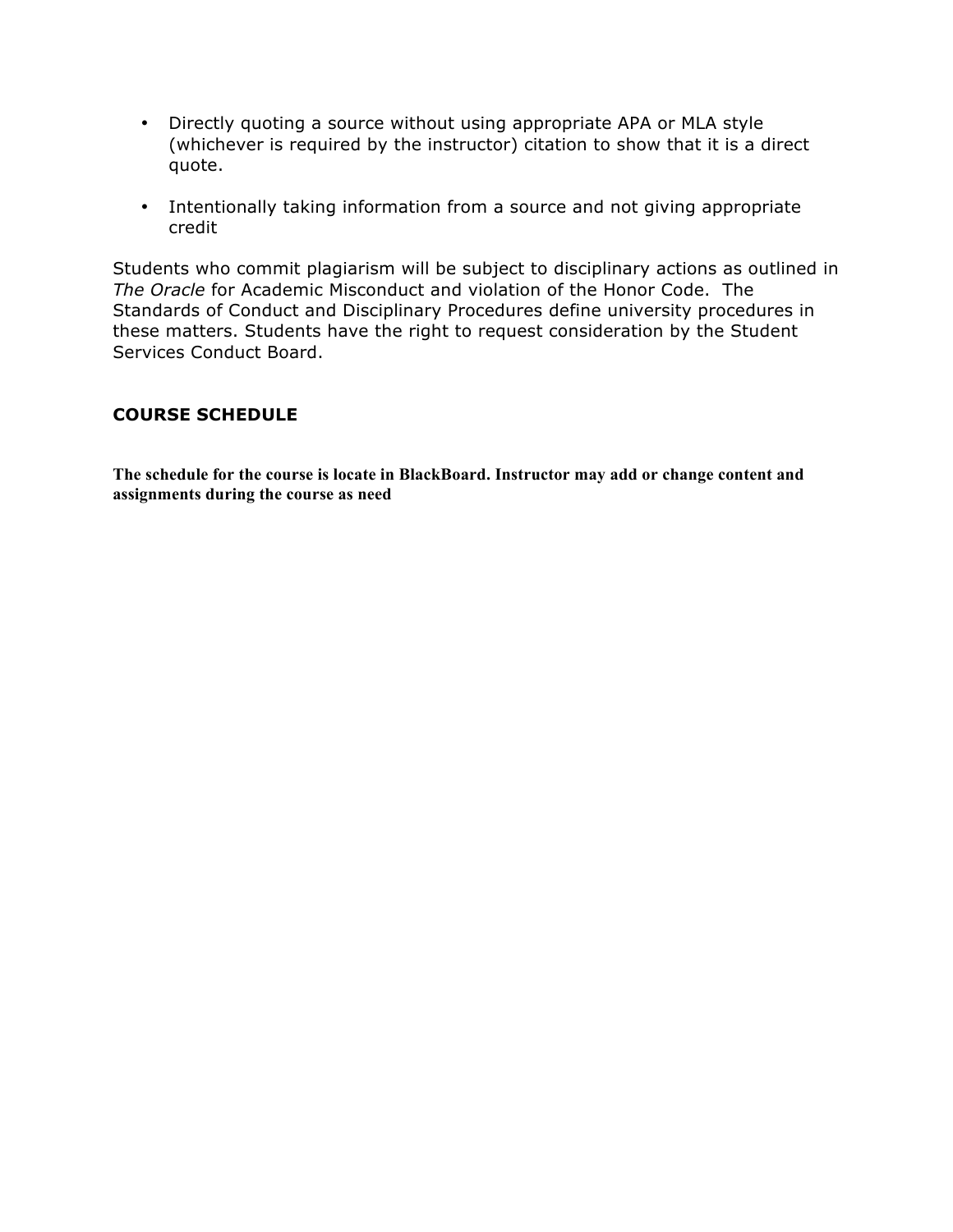- Directly quoting a source without using appropriate APA or MLA style (whichever is required by the instructor) citation to show that it is a direct quote.

- Intentionally taking information from a source and not giving appropriate credit

Students who commit plagiarism will be subject to disciplinary actions as outlined in *The Oracle* for Academic Misconduct and violation of the Honor Code. The Standards of Conduct and Disciplinary Procedures define university procedures in these matters. Students have the right to request consideration by the Student Services Conduct Board.

## COURSE SCHEDULE

**The schedule for the course is locate in BlackBoard. Instructor may add or change content and assignments during the course as need**